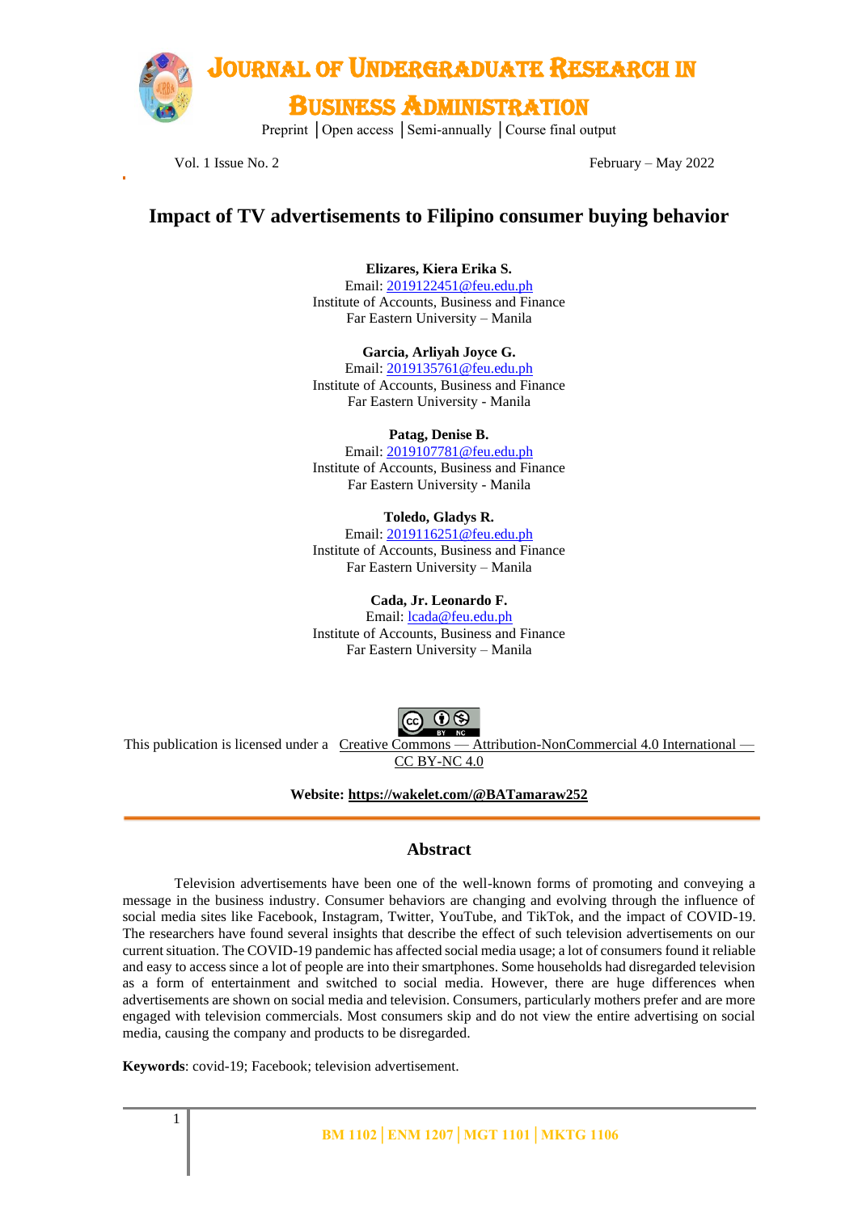# Impact of TV advertisements to Filipino consumer buying behavior

**Elizares, Kiera Erika S.**
Email: 2019122451@feu.edu.ph
Institute of Accounts, Business and Finance
Far Eastern University – Manila

**Garcia, Arliyah Joyce G.**
Email: 2019135761@feu.edu.ph
Institute of Accounts, Business and Finance
Far Eastern University - Manila

**Patag, Denise B.**
Email: 2019107781@feu.edu.ph
Institute of Accounts, Business and Finance
Far Eastern University - Manila

**Toledo, Gladys R.**
Email: 2019116251@feu.edu.ph
Institute of Accounts, Business and Finance
Far Eastern University – Manila

**Cada, Jr. Leonardo F.**
Email: lcada@feu.edu.ph
Institute of Accounts, Business and Finance
Far Eastern University – Manila

This publication is licensed under a Creative Commons — Attribution-NonCommercial 4.0 International — CC BY-NC 4.0

**Website: https://wakelet.com/@BATamaraw252**

## Abstract

Television advertisements have been one of the well-known forms of promoting and conveying a message in the business industry. Consumer behaviors are changing and evolving through the influence of social media sites like Facebook, Instagram, Twitter, YouTube, and TikTok, and the impact of COVID-19. The researchers have found several insights that describe the effect of such television advertisements on our current situation. The COVID-19 pandemic has affected social media usage; a lot of consumers found it reliable and easy to access since a lot of people are into their smartphones. Some households had disregarded television as a form of entertainment and switched to social media. However, there are huge differences when advertisements are shown on social media and television. Consumers, particularly mothers prefer and are more engaged with television commercials. Most consumers skip and do not view the entire advertising on social media, causing the company and products to be disregarded.

**Keywords**: covid-19; Facebook; television advertisement.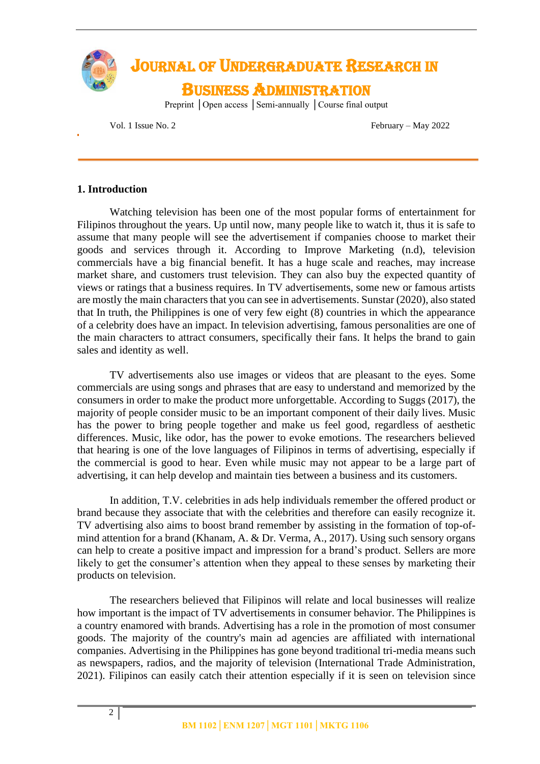## 1. Introduction

Watching television has been one of the most popular forms of entertainment for Filipinos throughout the years. Up until now, many people like to watch it, thus it is safe to assume that many people will see the advertisement if companies choose to market their goods and services through it. According to Improve Marketing (n.d), television commercials have a big financial benefit. It has a huge scale and reaches, may increase market share, and customers trust television. They can also buy the expected quantity of views or ratings that a business requires. In TV advertisements, some new or famous artists are mostly the main characters that you can see in advertisements. Sunstar (2020), also stated that In truth, the Philippines is one of very few eight (8) countries in which the appearance of a celebrity does have an impact. In television advertising, famous personalities are one of the main characters to attract consumers, specifically their fans. It helps the brand to gain sales and identity as well.

TV advertisements also use images or videos that are pleasant to the eyes. Some commercials are using songs and phrases that are easy to understand and memorized by the consumers in order to make the product more unforgettable. According to Suggs (2017), the majority of people consider music to be an important component of their daily lives. Music has the power to bring people together and make us feel good, regardless of aesthetic differences. Music, like odor, has the power to evoke emotions. The researchers believed that hearing is one of the love languages of Filipinos in terms of advertising, especially if the commercial is good to hear. Even while music may not appear to be a large part of advertising, it can help develop and maintain ties between a business and its customers.

In addition, T.V. celebrities in ads help individuals remember the offered product or brand because they associate that with the celebrities and therefore can easily recognize it. TV advertising also aims to boost brand remember by assisting in the formation of top-of-mind attention for a brand (Khanam, A. & Dr. Verma, A., 2017). Using such sensory organs can help to create a positive impact and impression for a brand's product. Sellers are more likely to get the consumer's attention when they appeal to these senses by marketing their products on television.

The researchers believed that Filipinos will relate and local businesses will realize how important is the impact of TV advertisements in consumer behavior. The Philippines is a country enamored with brands. Advertising has a role in the promotion of most consumer goods. The majority of the country's main ad agencies are affiliated with international companies. Advertising in the Philippines has gone beyond traditional tri-media means such as newspapers, radios, and the majority of television (International Trade Administration, 2021). Filipinos can easily catch their attention especially if it is seen on television since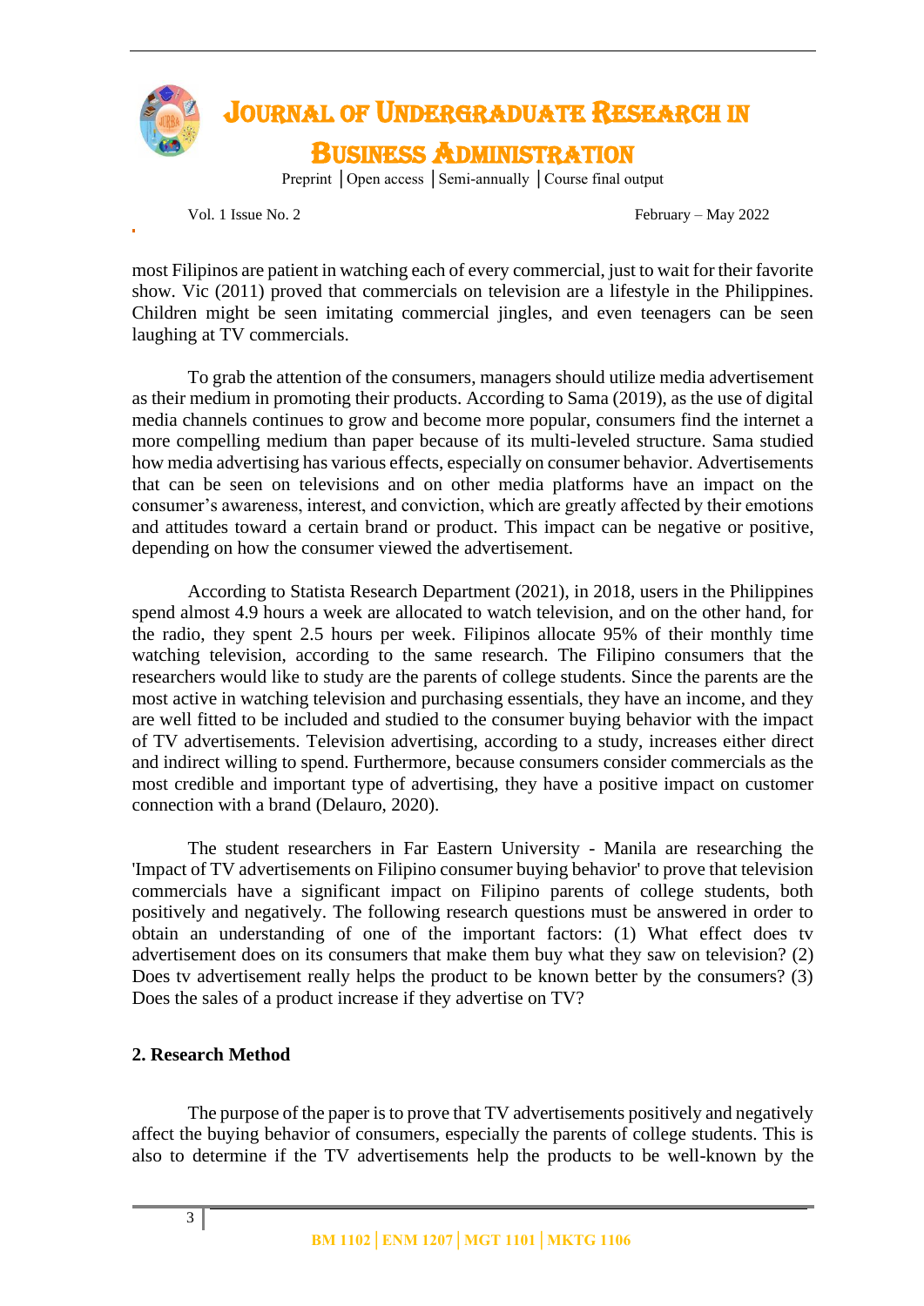most Filipinos are patient in watching each of every commercial, just to wait for their favorite show. Vic (2011) proved that commercials on television are a lifestyle in the Philippines. Children might be seen imitating commercial jingles, and even teenagers can be seen laughing at TV commercials.

To grab the attention of the consumers, managers should utilize media advertisement as their medium in promoting their products. According to Sama (2019), as the use of digital media channels continues to grow and become more popular, consumers find the internet a more compelling medium than paper because of its multi-leveled structure. Sama studied how media advertising has various effects, especially on consumer behavior. Advertisements that can be seen on televisions and on other media platforms have an impact on the consumer's awareness, interest, and conviction, which are greatly affected by their emotions and attitudes toward a certain brand or product. This impact can be negative or positive, depending on how the consumer viewed the advertisement.

According to Statista Research Department (2021), in 2018, users in the Philippines spend almost 4.9 hours a week are allocated to watch television, and on the other hand, for the radio, they spent 2.5 hours per week. Filipinos allocate 95% of their monthly time watching television, according to the same research. The Filipino consumers that the researchers would like to study are the parents of college students. Since the parents are the most active in watching television and purchasing essentials, they have an income, and they are well fitted to be included and studied to the consumer buying behavior with the impact of TV advertisements. Television advertising, according to a study, increases either direct and indirect willing to spend. Furthermore, because consumers consider commercials as the most credible and important type of advertising, they have a positive impact on customer connection with a brand (Delauro, 2020).

The student researchers in Far Eastern University - Manila are researching the 'Impact of TV advertisements on Filipino consumer buying behavior' to prove that television commercials have a significant impact on Filipino parents of college students, both positively and negatively. The following research questions must be answered in order to obtain an understanding of one of the important factors: (1) What effect does tv advertisement does on its consumers that make them buy what they saw on television? (2) Does tv advertisement really helps the product to be known better by the consumers? (3) Does the sales of a product increase if they advertise on TV?

## 2. Research Method

The purpose of the paper is to prove that TV advertisements positively and negatively affect the buying behavior of consumers, especially the parents of college students. This is also to determine if the TV advertisements help the products to be well-known by the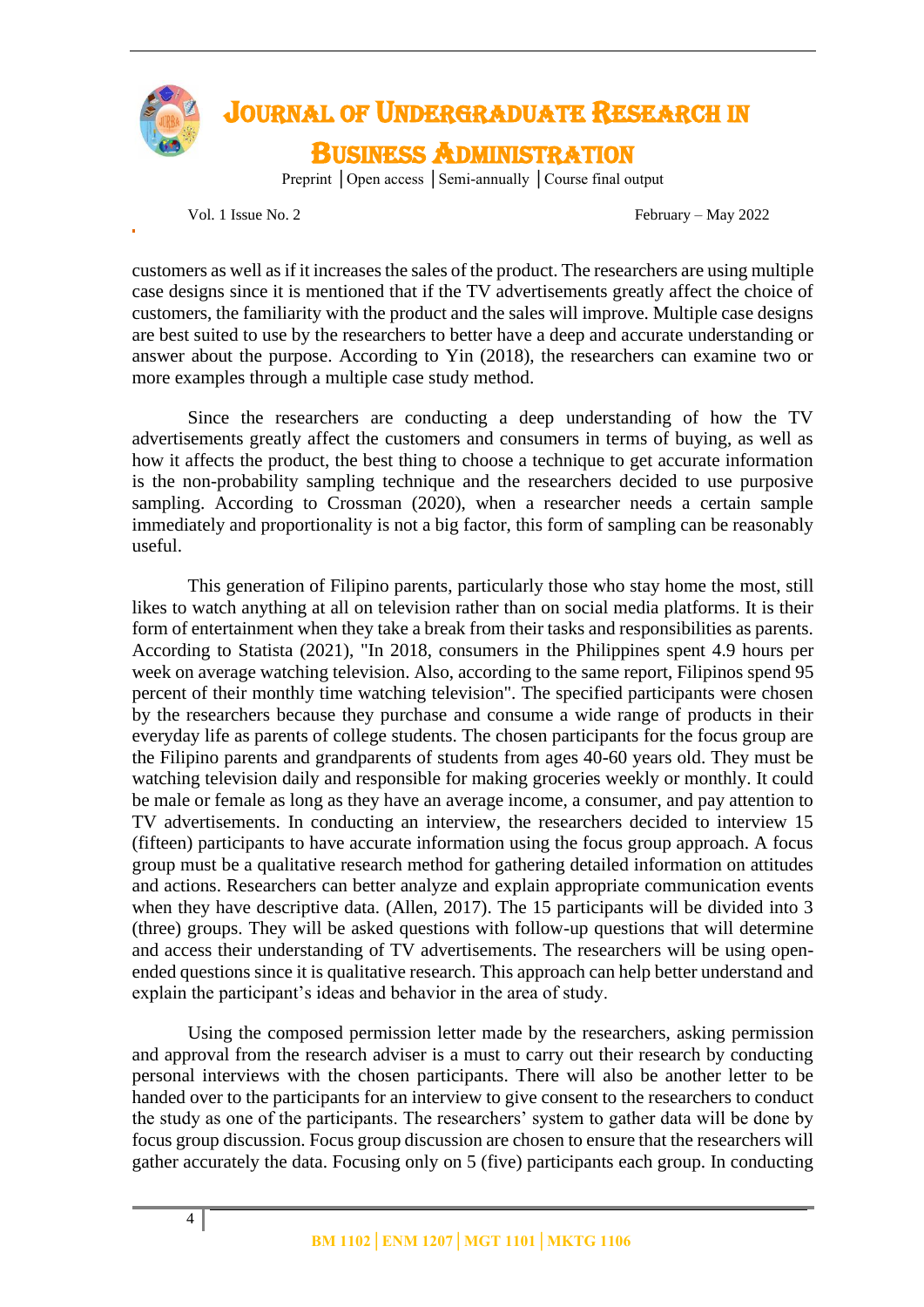customers as well as if it increases the sales of the product. The researchers are using multiple case designs since it is mentioned that if the TV advertisements greatly affect the choice of customers, the familiarity with the product and the sales will improve. Multiple case designs are best suited to use by the researchers to better have a deep and accurate understanding or answer about the purpose. According to Yin (2018), the researchers can examine two or more examples through a multiple case study method.

Since the researchers are conducting a deep understanding of how the TV advertisements greatly affect the customers and consumers in terms of buying, as well as how it affects the product, the best thing to choose a technique to get accurate information is the non-probability sampling technique and the researchers decided to use purposive sampling. According to Crossman (2020), when a researcher needs a certain sample immediately and proportionality is not a big factor, this form of sampling can be reasonably useful.

This generation of Filipino parents, particularly those who stay home the most, still likes to watch anything at all on television rather than on social media platforms. It is their form of entertainment when they take a break from their tasks and responsibilities as parents. According to Statista (2021), "In 2018, consumers in the Philippines spent 4.9 hours per week on average watching television. Also, according to the same report, Filipinos spend 95 percent of their monthly time watching television". The specified participants were chosen by the researchers because they purchase and consume a wide range of products in their everyday life as parents of college students. The chosen participants for the focus group are the Filipino parents and grandparents of students from ages 40-60 years old. They must be watching television daily and responsible for making groceries weekly or monthly. It could be male or female as long as they have an average income, a consumer, and pay attention to TV advertisements. In conducting an interview, the researchers decided to interview 15 (fifteen) participants to have accurate information using the focus group approach. A focus group must be a qualitative research method for gathering detailed information on attitudes and actions. Researchers can better analyze and explain appropriate communication events when they have descriptive data. (Allen, 2017). The 15 participants will be divided into 3 (three) groups. They will be asked questions with follow-up questions that will determine and access their understanding of TV advertisements. The researchers will be using open-ended questions since it is qualitative research. This approach can help better understand and explain the participant's ideas and behavior in the area of study.

Using the composed permission letter made by the researchers, asking permission and approval from the research adviser is a must to carry out their research by conducting personal interviews with the chosen participants. There will also be another letter to be handed over to the participants for an interview to give consent to the researchers to conduct the study as one of the participants. The researchers' system to gather data will be done by focus group discussion. Focus group discussion are chosen to ensure that the researchers will gather accurately the data. Focusing only on 5 (five) participants each group. In conducting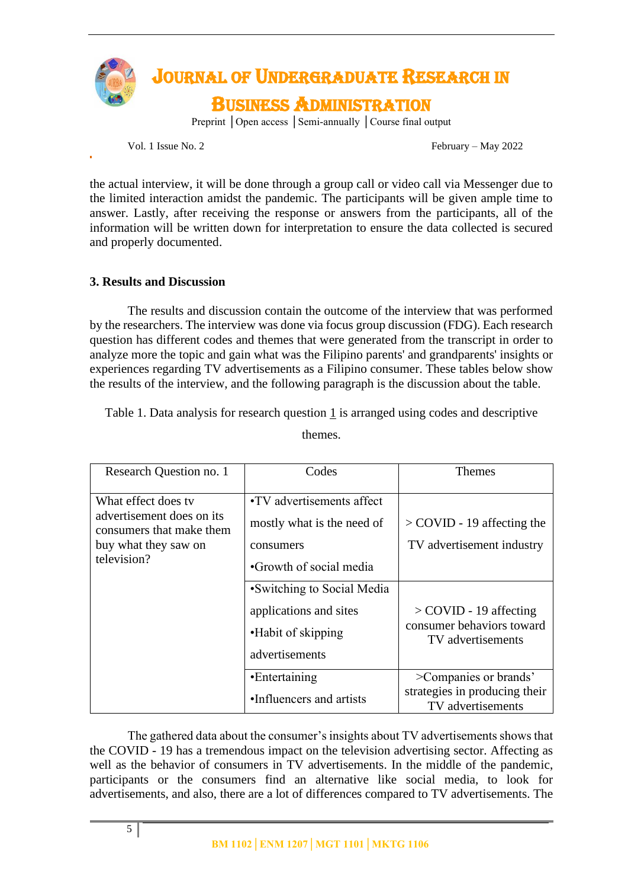the actual interview, it will be done through a group call or video call via Messenger due to the limited interaction amidst the pandemic. The participants will be given ample time to answer. Lastly, after receiving the response or answers from the participants, all of the information will be written down for interpretation to ensure the data collected is secured and properly documented.

## 3. Results and Discussion

The results and discussion contain the outcome of the interview that was performed by the researchers. The interview was done via focus group discussion (FDG). Each research question has different codes and themes that were generated from the transcript in order to analyze more the topic and gain what was the Filipino parents' and grandparents' insights or experiences regarding TV advertisements as a Filipino consumer. These tables below show the results of the interview, and the following paragraph is the discussion about the table.

Table 1. Data analysis for research question 1 is arranged using codes and descriptive themes.

| Research Question no. 1 | Codes | Themes |
|---|---|---|
| What effect does tv advertisement does on its consumers that make them buy what they saw on television? | •TV advertisements affect mostly what is the need of consumers<br>•Growth of social media | > COVID - 19 affecting the TV advertisement industry |
| | •Switching to Social Media applications and sites<br>•Habit of skipping advertisements | > COVID - 19 affecting consumer behaviors toward TV advertisements |
| | •Entertaining<br>•Influencers and artists | >Companies or brands' strategies in producing their TV advertisements |

The gathered data about the consumer's insights about TV advertisements shows that the COVID - 19 has a tremendous impact on the television advertising sector. Affecting as well as the behavior of consumers in TV advertisements. In the middle of the pandemic, participants or the consumers find an alternative like social media, to look for advertisements, and also, there are a lot of differences compared to TV advertisements. The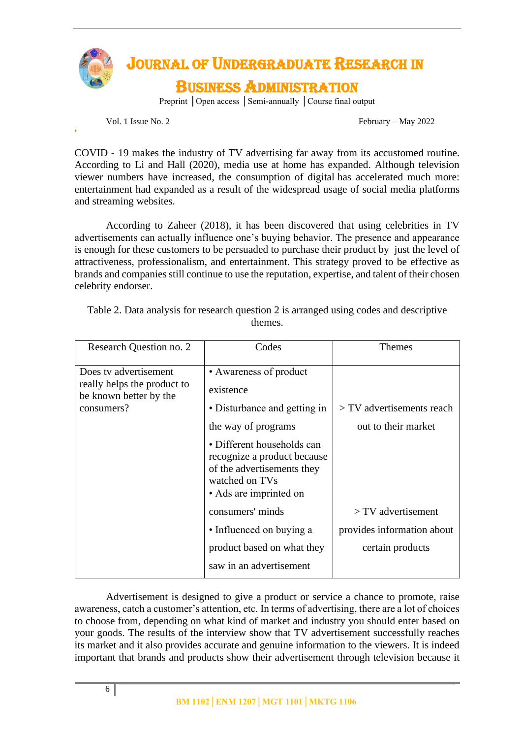COVID - 19 makes the industry of TV advertising far away from its accustomed routine. According to Li and Hall (2020), media use at home has expanded. Although television viewer numbers have increased, the consumption of digital has accelerated much more: entertainment had expanded as a result of the widespread usage of social media platforms and streaming websites.

According to Zaheer (2018), it has been discovered that using celebrities in TV advertisements can actually influence one's buying behavior. The presence and appearance is enough for these customers to be persuaded to purchase their product by just the level of attractiveness, professionalism, and entertainment. This strategy proved to be effective as brands and companies still continue to use the reputation, expertise, and talent of their chosen celebrity endorser.

Table 2. Data analysis for research question 2 is arranged using codes and descriptive themes.

| Research Question no. 2 | Codes | Themes |
|---|---|---|
| Does tv advertisement really helps the product to be known better by the consumers? | • Awareness of product existence<br>• Disturbance and getting in the way of programs<br>• Different households can recognize a product because of the advertisements they watched on TVs | > TV advertisements reach out to their market |
| | • Ads are imprinted on consumers' minds<br>• Influenced on buying a product based on what they saw in an advertisement | > TV advertisement provides information about certain products |

Advertisement is designed to give a product or service a chance to promote, raise awareness, catch a customer's attention, etc. In terms of advertising, there are a lot of choices to choose from, depending on what kind of market and industry you should enter based on your goods. The results of the interview show that TV advertisement successfully reaches its market and it also provides accurate and genuine information to the viewers. It is indeed important that brands and products show their advertisement through television because it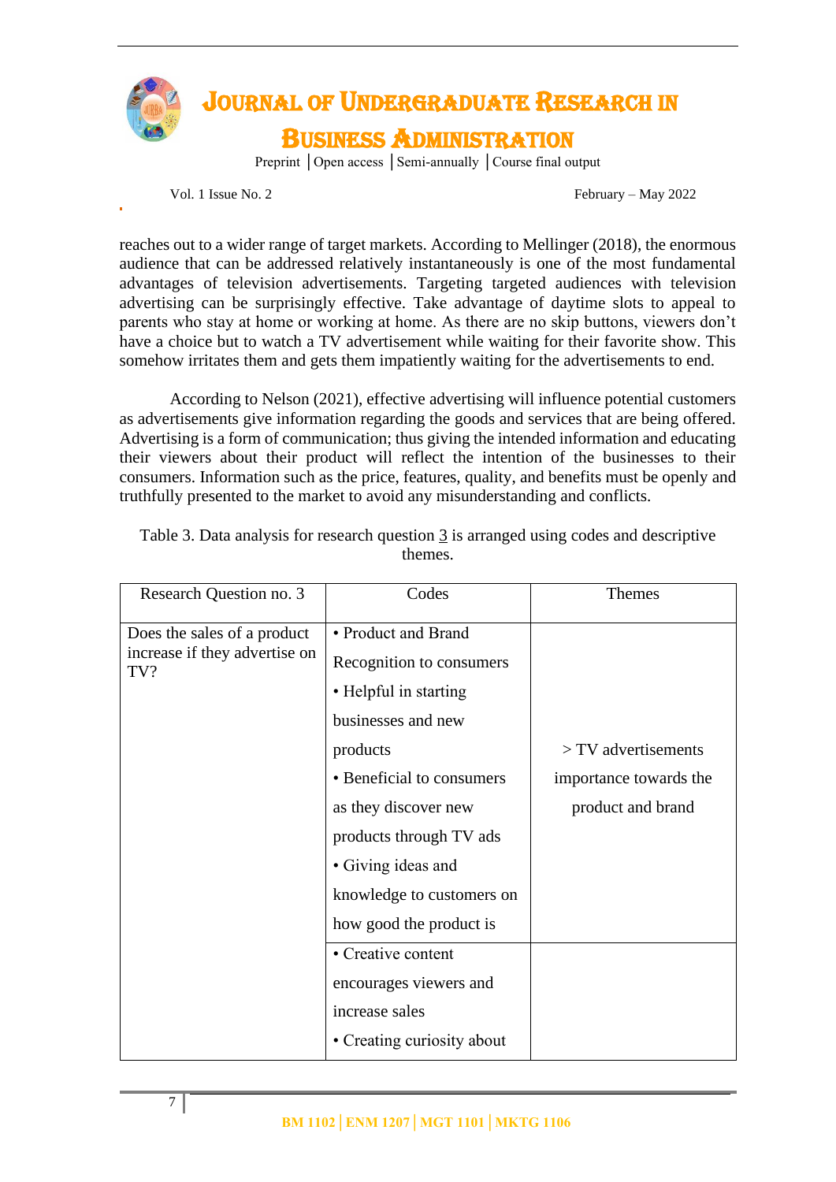reaches out to a wider range of target markets. According to Mellinger (2018), the enormous audience that can be addressed relatively instantaneously is one of the most fundamental advantages of television advertisements. Targeting targeted audiences with television advertising can be surprisingly effective. Take advantage of daytime slots to appeal to parents who stay at home or working at home. As there are no skip buttons, viewers don't have a choice but to watch a TV advertisement while waiting for their favorite show. This somehow irritates them and gets them impatiently waiting for the advertisements to end.

According to Nelson (2021), effective advertising will influence potential customers as advertisements give information regarding the goods and services that are being offered. Advertising is a form of communication; thus giving the intended information and educating their viewers about their product will reflect the intention of the businesses to their consumers. Information such as the price, features, quality, and benefits must be openly and truthfully presented to the market to avoid any misunderstanding and conflicts.

Table 3. Data analysis for research question 3 is arranged using codes and descriptive themes.

| Research Question no. 3 | Codes | Themes |
|---|---|---|
| Does the sales of a product increase if they advertise on TV? | • Product and Brand Recognition to consumers<br>• Helpful in starting businesses and new products<br>• Beneficial to consumers as they discover new products through TV ads<br>• Giving ideas and knowledge to customers on how good the product is | > TV advertisements importance towards the product and brand |
| | • Creative content encourages viewers and increase sales<br>• Creating curiosity about | |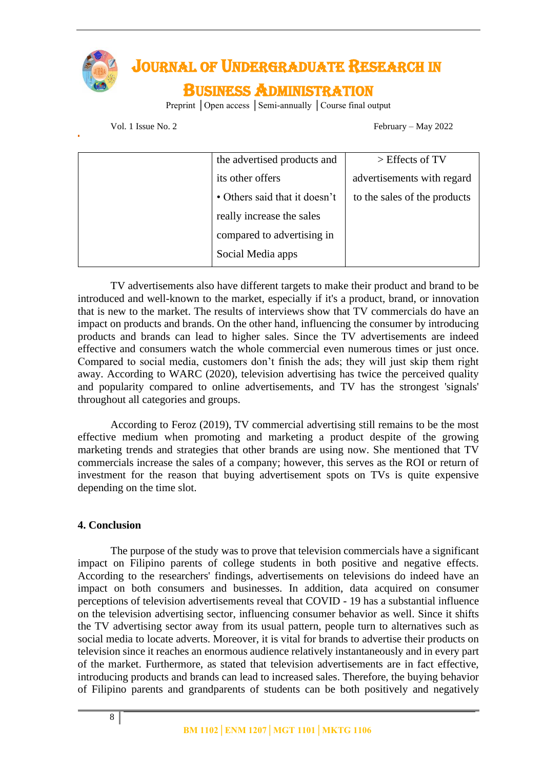| | | |
|---|---|---|
| | the advertised products and its other offers<br>• Others said that it doesn't really increase the sales compared to advertising in Social Media apps | > Effects of TV advertisements with regard to the sales of the products |

TV advertisements also have different targets to make their product and brand to be introduced and well-known to the market, especially if it's a product, brand, or innovation that is new to the market. The results of interviews show that TV commercials do have an impact on products and brands. On the other hand, influencing the consumer by introducing products and brands can lead to higher sales. Since the TV advertisements are indeed effective and consumers watch the whole commercial even numerous times or just once. Compared to social media, customers don't finish the ads; they will just skip them right away. According to WARC (2020), television advertising has twice the perceived quality and popularity compared to online advertisements, and TV has the strongest 'signals' throughout all categories and groups.

According to Feroz (2019), TV commercial advertising still remains to be the most effective medium when promoting and marketing a product despite of the growing marketing trends and strategies that other brands are using now. She mentioned that TV commercials increase the sales of a company; however, this serves as the ROI or return of investment for the reason that buying advertisement spots on TVs is quite expensive depending on the time slot.

## 4. Conclusion

The purpose of the study was to prove that television commercials have a significant impact on Filipino parents of college students in both positive and negative effects. According to the researchers' findings, advertisements on televisions do indeed have an impact on both consumers and businesses. In addition, data acquired on consumer perceptions of television advertisements reveal that COVID - 19 has a substantial influence on the television advertising sector, influencing consumer behavior as well. Since it shifts the TV advertising sector away from its usual pattern, people turn to alternatives such as social media to locate adverts. Moreover, it is vital for brands to advertise their products on television since it reaches an enormous audience relatively instantaneously and in every part of the market. Furthermore, as stated that television advertisements are in fact effective, introducing products and brands can lead to increased sales. Therefore, the buying behavior of Filipino parents and grandparents of students can be both positively and negatively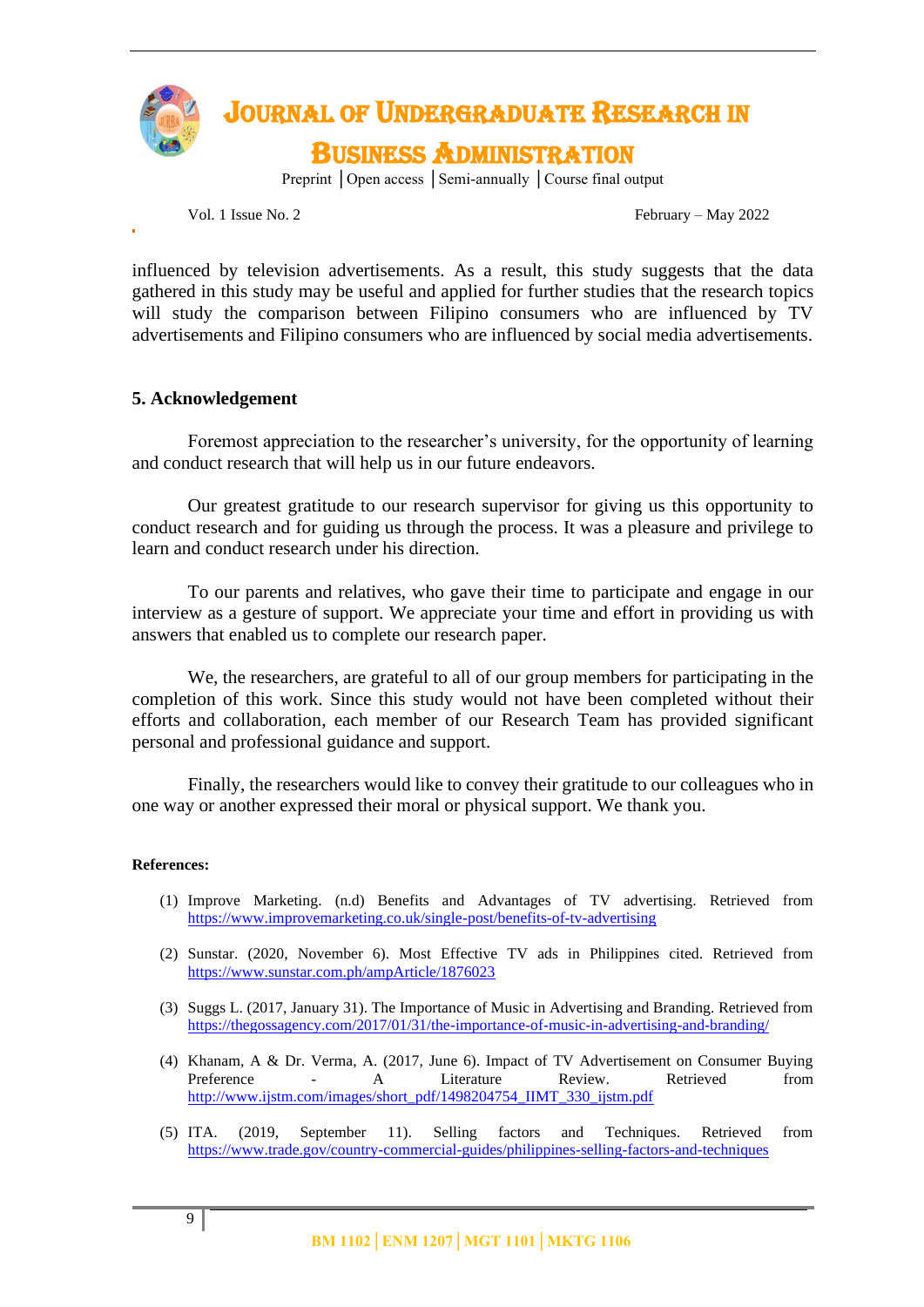influenced by television advertisements. As a result, this study suggests that the data gathered in this study may be useful and applied for further studies that the research topics will study the comparison between Filipino consumers who are influenced by TV advertisements and Filipino consumers who are influenced by social media advertisements.

## 5. Acknowledgement

Foremost appreciation to the researcher's university, for the opportunity of learning and conduct research that will help us in our future endeavors.

Our greatest gratitude to our research supervisor for giving us this opportunity to conduct research and for guiding us through the process. It was a pleasure and privilege to learn and conduct research under his direction.

To our parents and relatives, who gave their time to participate and engage in our interview as a gesture of support. We appreciate your time and effort in providing us with answers that enabled us to complete our research paper.

We, the researchers, are grateful to all of our group members for participating in the completion of this work. Since this study would not have been completed without their efforts and collaboration, each member of our Research Team has provided significant personal and professional guidance and support.

Finally, the researchers would like to convey their gratitude to our colleagues who in one way or another expressed their moral or physical support. We thank you.

**References:**

(1) Improve Marketing. (n.d) Benefits and Advantages of TV advertising. Retrieved from https://www.improvemarketing.co.uk/single-post/benefits-of-tv-advertising

(2) Sunstar. (2020, November 6). Most Effective TV ads in Philippines cited. Retrieved from https://www.sunstar.com.ph/ampArticle/1876023

(3) Suggs L. (2017, January 31). The Importance of Music in Advertising and Branding. Retrieved from https://thegossagency.com/2017/01/31/the-importance-of-music-in-advertising-and-branding/

(4) Khanam, A & Dr. Verma, A. (2017, June 6). Impact of TV Advertisement on Consumer Buying Preference - A Literature Review. Retrieved from http://www.ijstm.com/images/short_pdf/1498204754_IIMT_330_ijstm.pdf

(5) ITA. (2019, September 11). Selling factors and Techniques. Retrieved from https://www.trade.gov/country-commercial-guides/philippines-selling-factors-and-techniques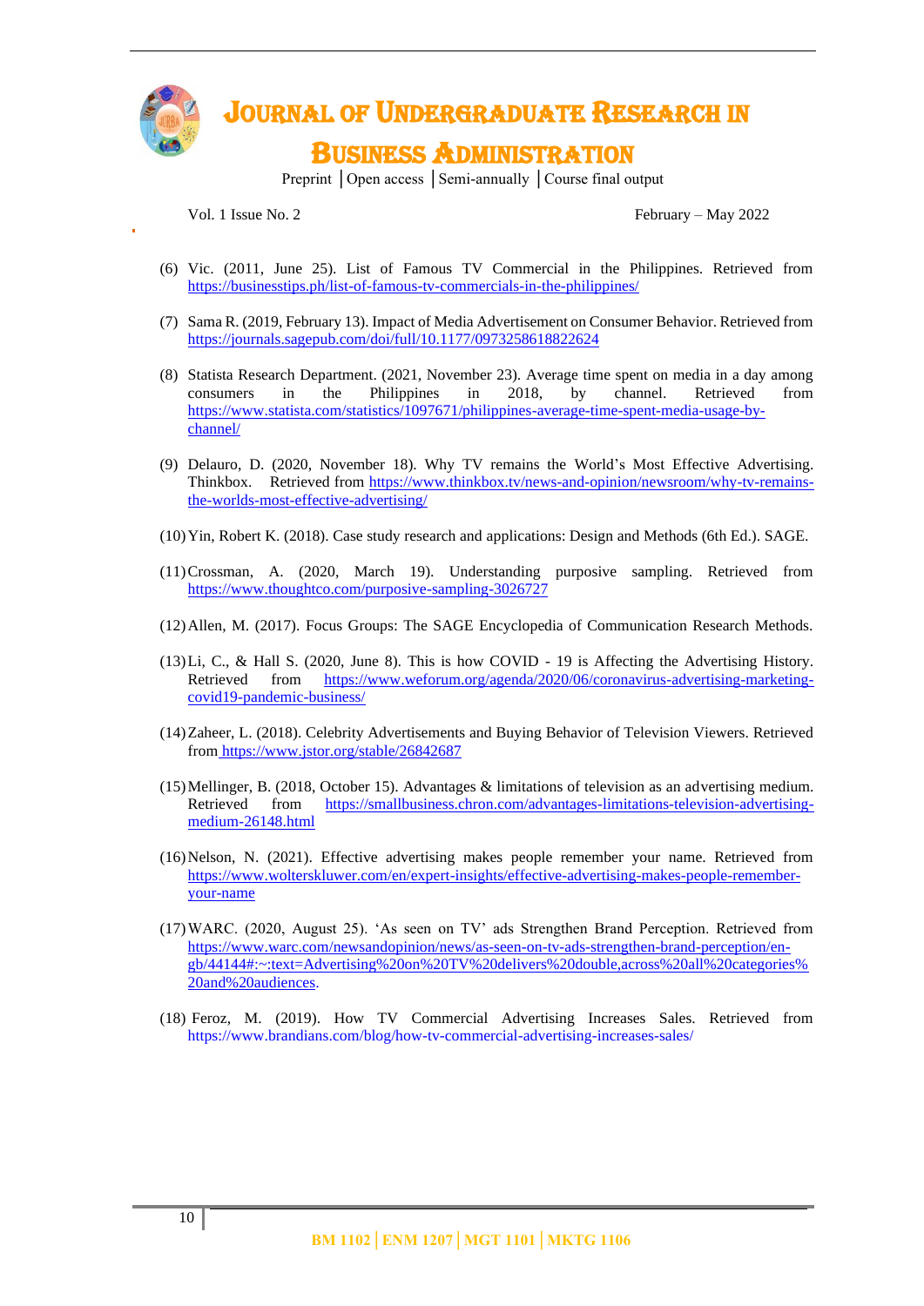(6) Vic. (2011, June 25). List of Famous TV Commercial in the Philippines. Retrieved from https://businesstips.ph/list-of-famous-tv-commercials-in-the-philippines/

(7) Sama R. (2019, February 13). Impact of Media Advertisement on Consumer Behavior. Retrieved from https://journals.sagepub.com/doi/full/10.1177/0973258618822624

(8) Statista Research Department. (2021, November 23). Average time spent on media in a day among consumers in the Philippines in 2018, by channel. Retrieved from https://www.statista.com/statistics/1097671/philippines-average-time-spent-media-usage-by-channel/

(9) Delauro, D. (2020, November 18). Why TV remains the World's Most Effective Advertising. Thinkbox. Retrieved from https://www.thinkbox.tv/news-and-opinion/newsroom/why-tv-remains-the-worlds-most-effective-advertising/

(10) Yin, Robert K. (2018). Case study research and applications: Design and Methods (6th Ed.). SAGE.

(11) Crossman, A. (2020, March 19). Understanding purposive sampling. Retrieved from https://www.thoughtco.com/purposive-sampling-3026727

(12) Allen, M. (2017). Focus Groups: The SAGE Encyclopedia of Communication Research Methods.

(13) Li, C., & Hall S. (2020, June 8). This is how COVID - 19 is Affecting the Advertising History. Retrieved from https://www.weforum.org/agenda/2020/06/coronavirus-advertising-marketing-covid19-pandemic-business/

(14) Zaheer, L. (2018). Celebrity Advertisements and Buying Behavior of Television Viewers. Retrieved from https://www.jstor.org/stable/26842687

(15) Mellinger, B. (2018, October 15). Advantages & limitations of television as an advertising medium. Retrieved from https://smallbusiness.chron.com/advantages-limitations-television-advertising-medium-26148.html

(16) Nelson, N. (2021). Effective advertising makes people remember your name. Retrieved from https://www.wolterskluwer.com/en/expert-insights/effective-advertising-makes-people-remember-your-name

(17) WARC. (2020, August 25). 'As seen on TV' ads Strengthen Brand Perception. Retrieved from https://www.warc.com/newsandopinion/news/as-seen-on-tv-ads-strengthen-brand-perception/en-gb/44144#:~:text=Advertising%20on%20TV%20delivers%20double,across%20all%20categories%20and%20audiences.

(18) Feroz, M. (2019). How TV Commercial Advertising Increases Sales. Retrieved from https://www.brandians.com/blog/how-tv-commercial-advertising-increases-sales/